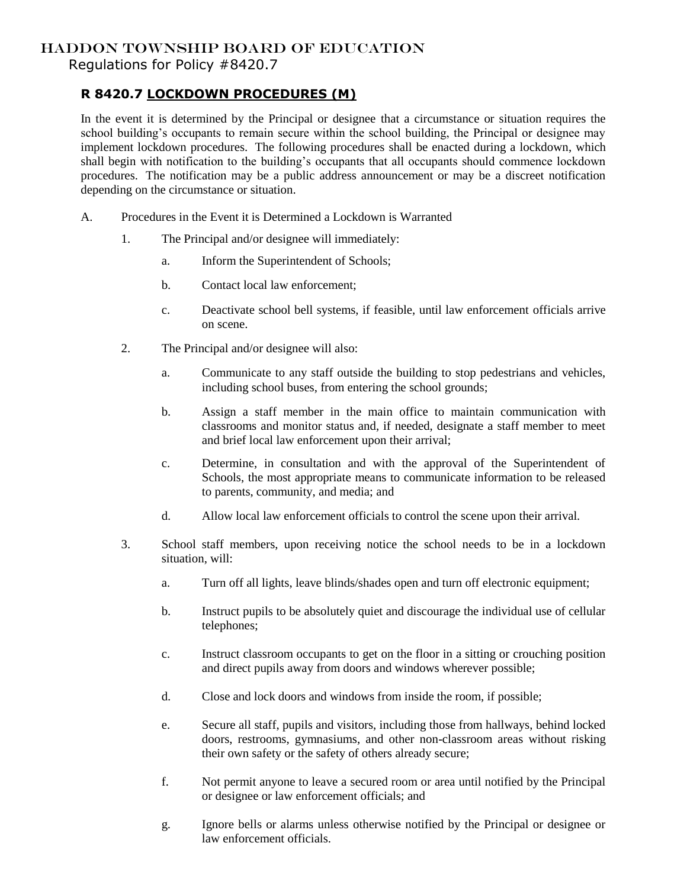# HADDON TOWNSHIP BOARD OF EDUCATION

Regulations for Policy #8420.7

## R 8420.7 LOCKDOWN PROCEDURES (M)

In the event it is determined by the Principal or designee that a circumstance or situation requires the school building's occupants to remain secure within the school building, the Principal or designee may implement lockdown procedures. The following procedures shall be enacted during a lockdown, which shall begin with notification to the building's occupants that all occupants should commence lockdown procedures. The notification may be a public address announcement or may be a discreet notification depending on the circumstance or situation.

A. Procedures in the Event it is Determined a Lockdown is Warranted

1. The Principal and/or designee will immediately:

   a. Inform the Superintendent of Schools;

   b. Contact local law enforcement;

   c. Deactivate school bell systems, if feasible, until law enforcement officials arrive on scene.

2. The Principal and/or designee will also:

   a. Communicate to any staff outside the building to stop pedestrians and vehicles, including school buses, from entering the school grounds;

   b. Assign a staff member in the main office to maintain communication with classrooms and monitor status and, if needed, designate a staff member to meet and brief local law enforcement upon their arrival;

   c. Determine, in consultation and with the approval of the Superintendent of Schools, the most appropriate means to communicate information to be released to parents, community, and media; and

   d. Allow local law enforcement officials to control the scene upon their arrival.

3. School staff members, upon receiving notice the school needs to be in a lockdown situation, will:

   a. Turn off all lights, leave blinds/shades open and turn off electronic equipment;

   b. Instruct pupils to be absolutely quiet and discourage the individual use of cellular telephones;

   c. Instruct classroom occupants to get on the floor in a sitting or crouching position and direct pupils away from doors and windows wherever possible;

   d. Close and lock doors and windows from inside the room, if possible;

   e. Secure all staff, pupils and visitors, including those from hallways, behind locked doors, restrooms, gymnasiums, and other non-classroom areas without risking their own safety or the safety of others already secure;

   f. Not permit anyone to leave a secured room or area until notified by the Principal or designee or law enforcement officials; and

   g. Ignore bells or alarms unless otherwise notified by the Principal or designee or law enforcement officials.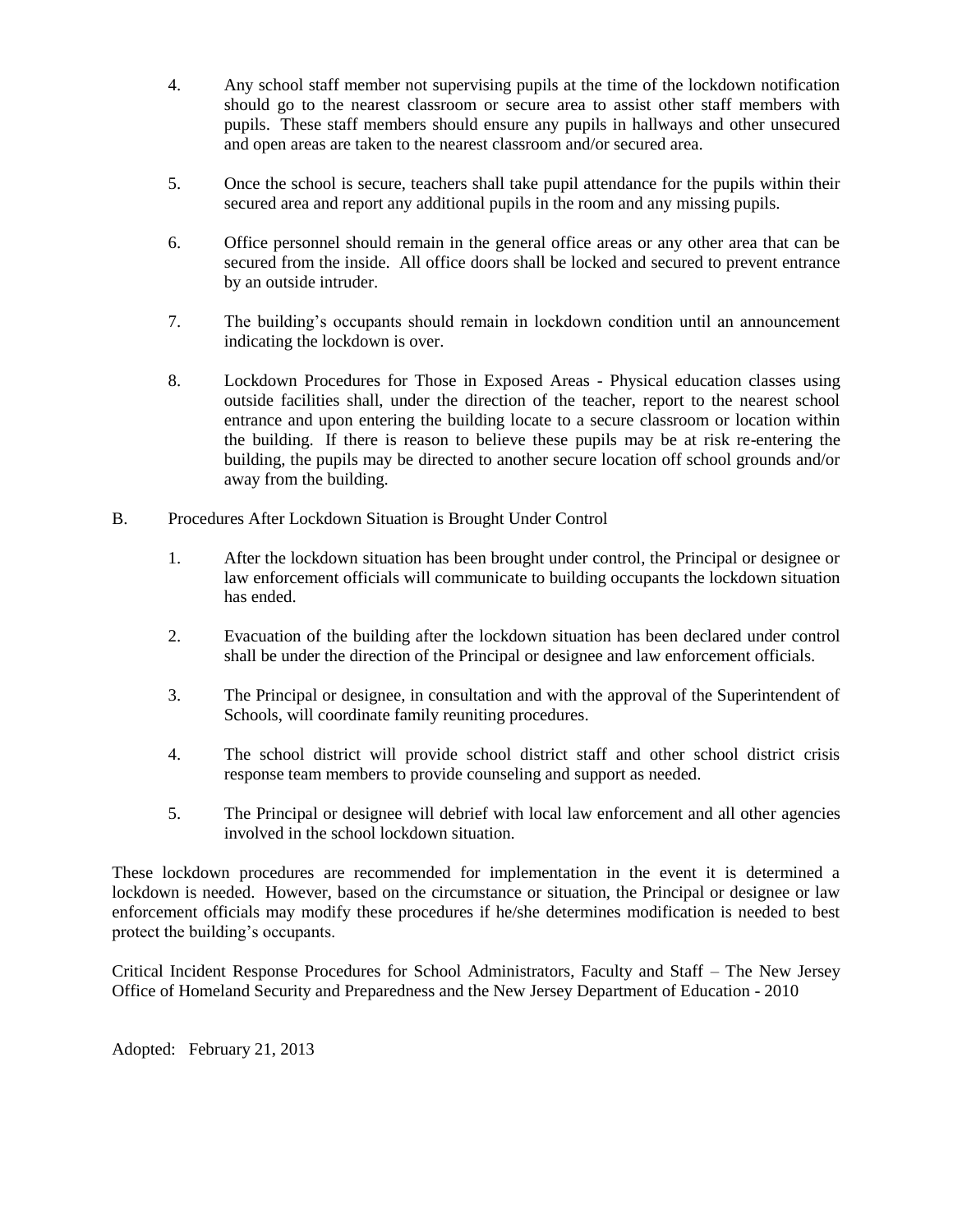4. Any school staff member not supervising pupils at the time of the lockdown notification should go to the nearest classroom or secure area to assist other staff members with pupils. These staff members should ensure any pupils in hallways and other unsecured and open areas are taken to the nearest classroom and/or secured area.

5. Once the school is secure, teachers shall take pupil attendance for the pupils within their secured area and report any additional pupils in the room and any missing pupils.

6. Office personnel should remain in the general office areas or any other area that can be secured from the inside. All office doors shall be locked and secured to prevent entrance by an outside intruder.

7. The building's occupants should remain in lockdown condition until an announcement indicating the lockdown is over.

8. Lockdown Procedures for Those in Exposed Areas - Physical education classes using outside facilities shall, under the direction of the teacher, report to the nearest school entrance and upon entering the building locate to a secure classroom or location within the building. If there is reason to believe these pupils may be at risk re-entering the building, the pupils may be directed to another secure location off school grounds and/or away from the building.

B. Procedures After Lockdown Situation is Brought Under Control

1. After the lockdown situation has been brought under control, the Principal or designee or law enforcement officials will communicate to building occupants the lockdown situation has ended.

2. Evacuation of the building after the lockdown situation has been declared under control shall be under the direction of the Principal or designee and law enforcement officials.

3. The Principal or designee, in consultation and with the approval of the Superintendent of Schools, will coordinate family reuniting procedures.

4. The school district will provide school district staff and other school district crisis response team members to provide counseling and support as needed.

5. The Principal or designee will debrief with local law enforcement and all other agencies involved in the school lockdown situation.

These lockdown procedures are recommended for implementation in the event it is determined a lockdown is needed. However, based on the circumstance or situation, the Principal or designee or law enforcement officials may modify these procedures if he/she determines modification is needed to best protect the building's occupants.

Critical Incident Response Procedures for School Administrators, Faculty and Staff – The New Jersey Office of Homeland Security and Preparedness and the New Jersey Department of Education - 2010

Adopted: February 21, 2013